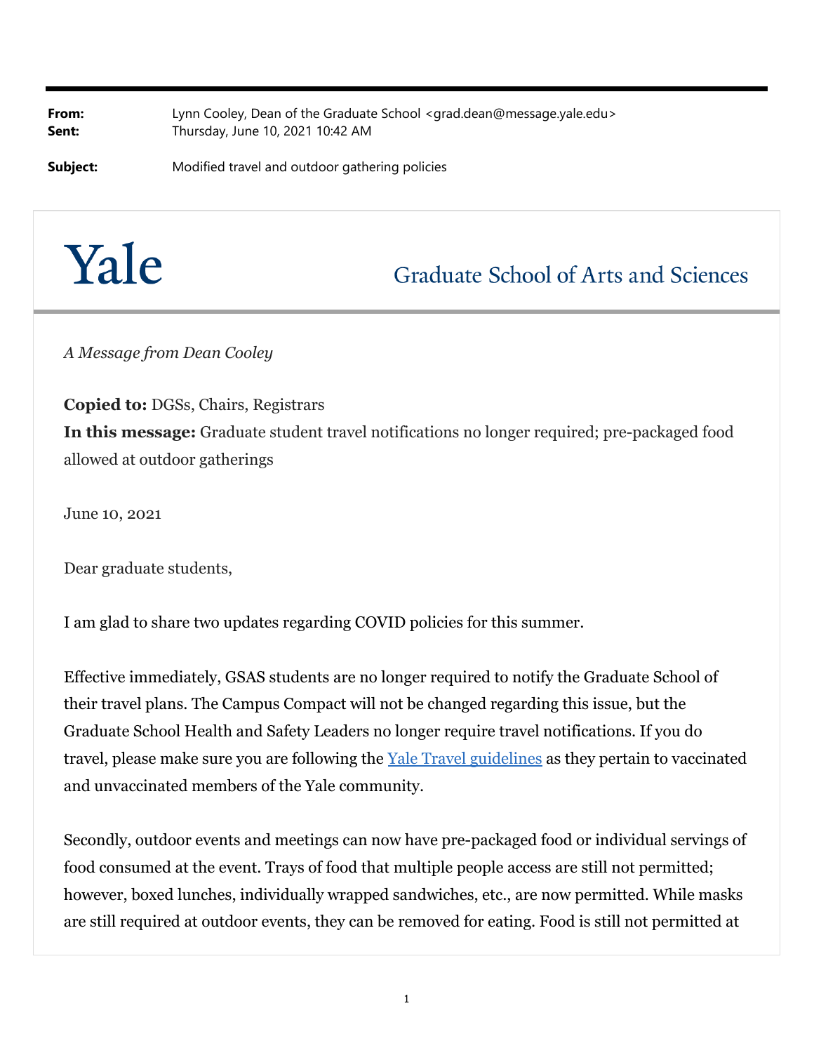**From:** Lynn Cooley, Dean of the Graduate School <grad.dean@message.yale.edu>
**Sent:** Thursday, June 10, 2021 10:42 AM

**Subject:** Modified travel and outdoor gathering policies

# Yale

## Graduate School of Arts and Sciences

*A Message from Dean Cooley*

**Copied to:** DGSs, Chairs, Registrars
**In this message:** Graduate student travel notifications no longer required; pre-packaged food allowed at outdoor gatherings

June 10, 2021

Dear graduate students,

I am glad to share two updates regarding COVID policies for this summer.

Effective immediately, GSAS students are no longer required to notify the Graduate School of their travel plans. The Campus Compact will not be changed regarding this issue, but the Graduate School Health and Safety Leaders no longer require travel notifications. If you do travel, please make sure you are following the [Yale Travel guidelines] as they pertain to vaccinated and unvaccinated members of the Yale community.

Secondly, outdoor events and meetings can now have pre-packaged food or individual servings of food consumed at the event. Trays of food that multiple people access are still not permitted; however, boxed lunches, individually wrapped sandwiches, etc., are now permitted. While masks are still required at outdoor events, they can be removed for eating. Food is still not permitted at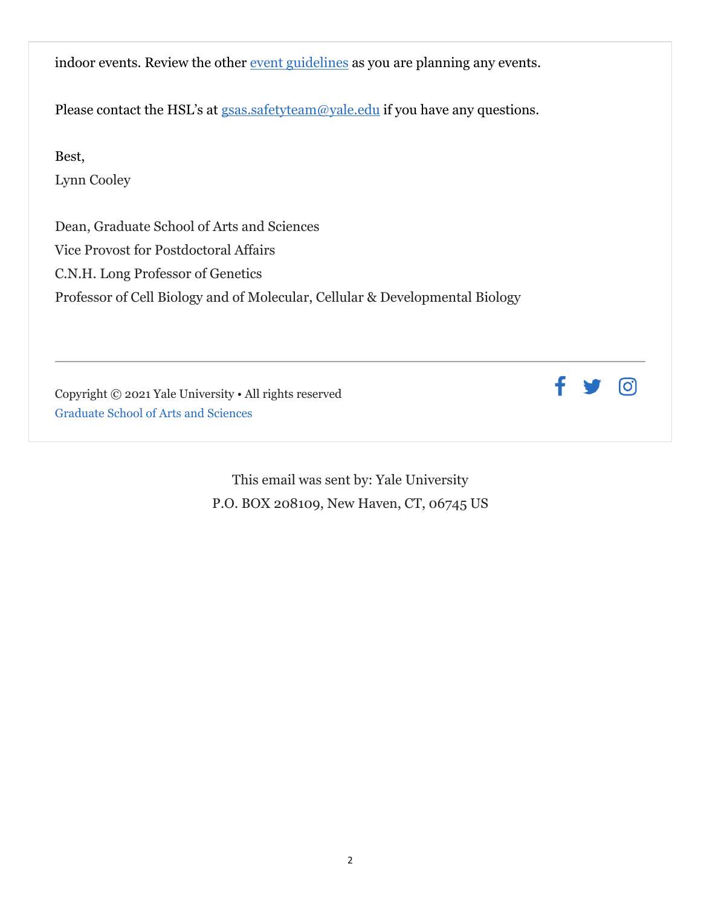indoor events. Review the other event guidelines as you are planning any events.

Please contact the HSL's at gsas.safetyteam@yale.edu if you have any questions.

Best,
Lynn Cooley

Dean, Graduate School of Arts and Sciences
Vice Provost for Postdoctoral Affairs
C.N.H. Long Professor of Genetics
Professor of Cell Biology and of Molecular, Cellular & Developmental Biology

---

Copyright © 2021 Yale University • All rights reserved
Graduate School of Arts and Sciences

This email was sent by: Yale University
P.O. BOX 208109, New Haven, CT, 06745 US